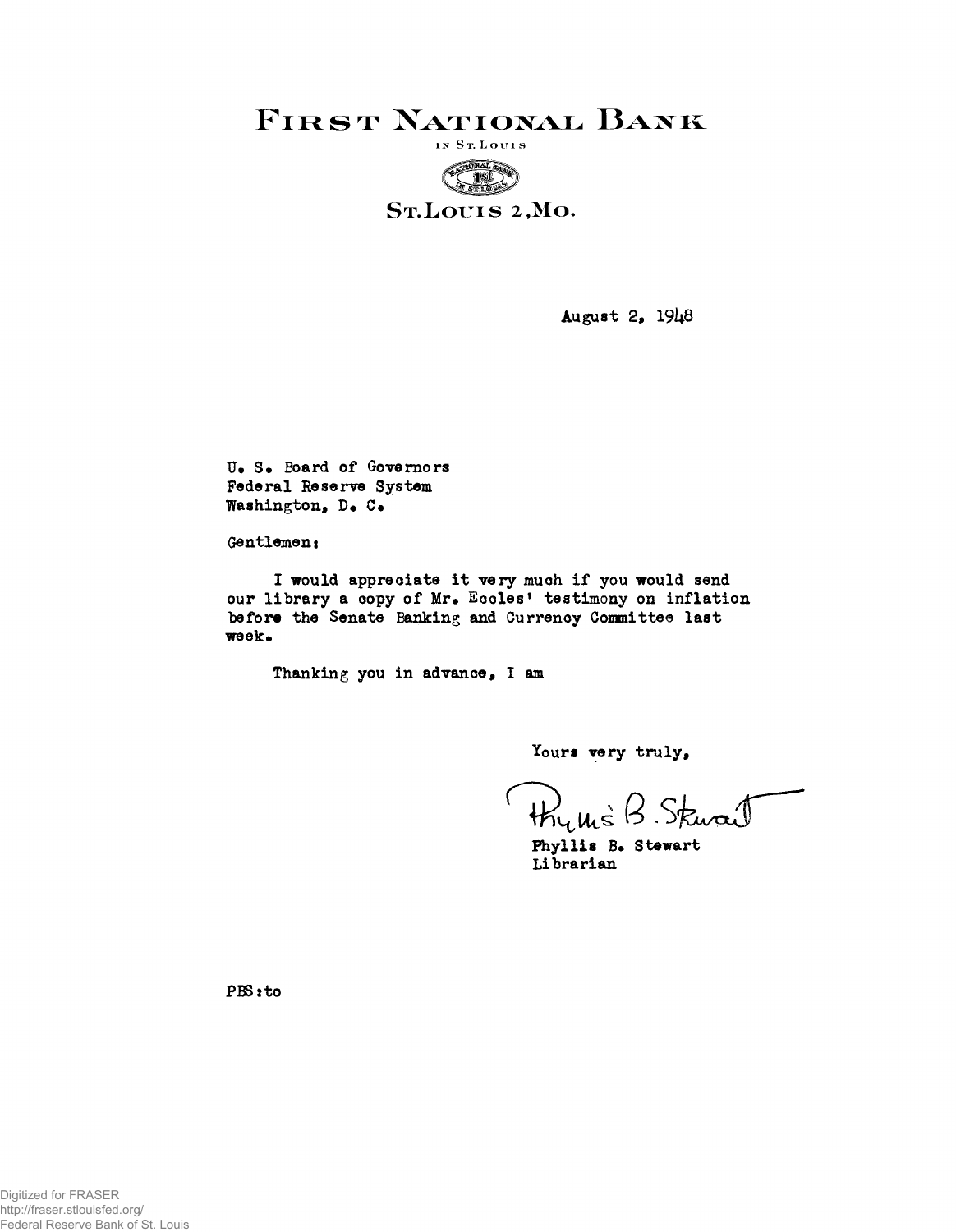# FIRST NATIONAL BANK

IN ST. LOUIS

ST. LOUIS 2, MO.

August 2, 1948

U. S. Board of Governors
Federal Reserve System
Washington, D. C.

Gentlemen:

I would appreciate it very much if you would send our library a copy of Mr. Eccles' testimony on inflation before the Senate Banking and Currency Committee last week.

Thanking you in advance, I am

Yours very truly,

Phyllis B. Stewart

Phyllis B. Stewart
Librarian

PBS:to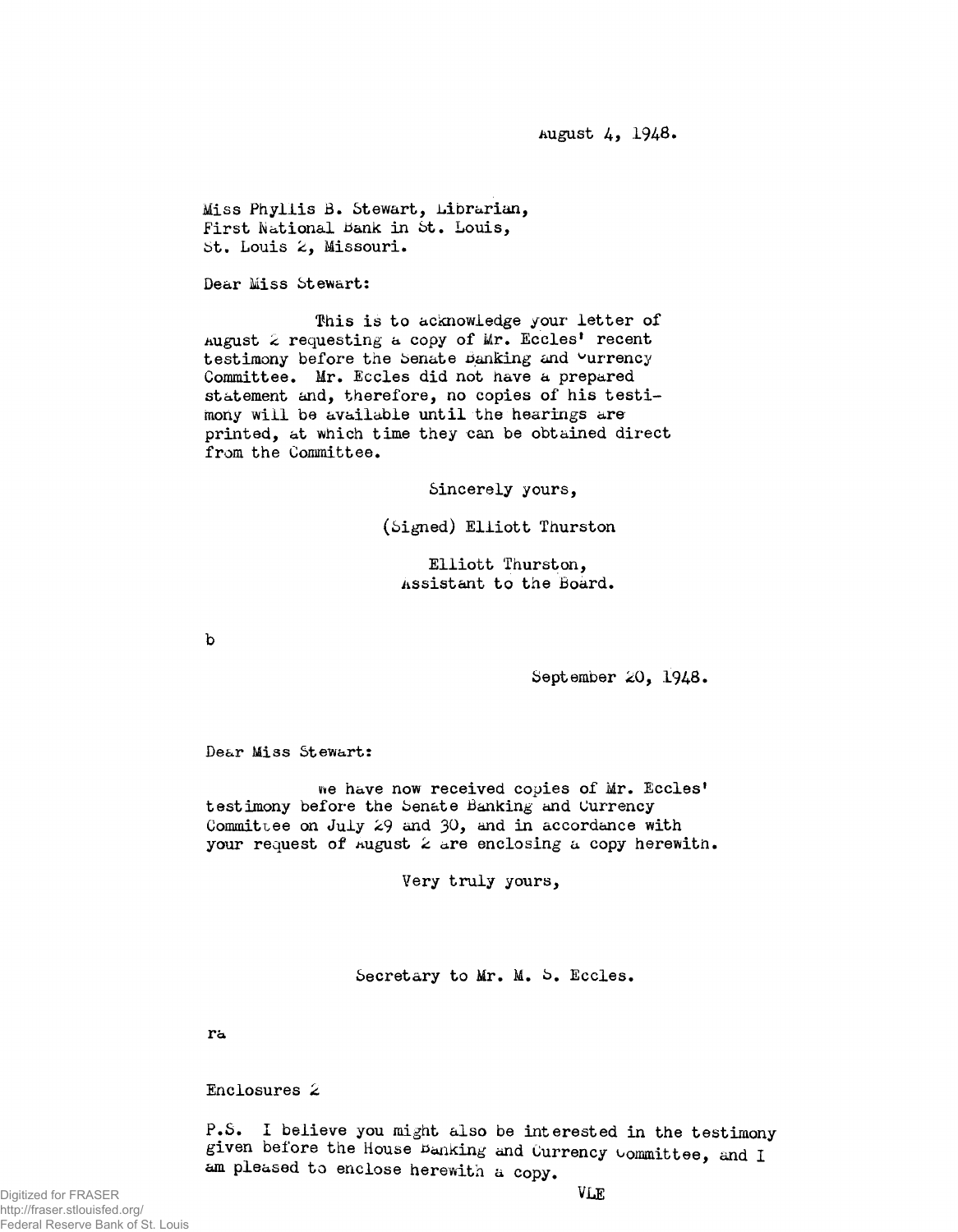August 4, 1948.

Miss Phyllis B. Stewart, Librarian,
First National Bank in St. Louis,
St. Louis 2, Missouri.

Dear Miss Stewart:

This is to acknowledge your letter of August 2 requesting a copy of Mr. Eccles' recent testimony before the Senate Banking and Currency Committee. Mr. Eccles did not have a prepared statement and, therefore, no copies of his testimony will be available until the hearings are printed, at which time they can be obtained direct from the Committee.

Sincerely yours,

(Signed) Elliott Thurston

Elliott Thurston,
Assistant to the Board.

b

September 20, 1948.

Dear Miss Stewart:

We have now received copies of Mr. Eccles' testimony before the Senate Banking and Currency Committee on July 29 and 30, and in accordance with your request of August 2 are enclosing a copy herewith.

Very truly yours,

Secretary to Mr. M. S. Eccles.

ra

Enclosures 2

P.S. I believe you might also be interested in the testimony given before the House Banking and Currency Committee, and I am pleased to enclose herewith a copy.

VLE